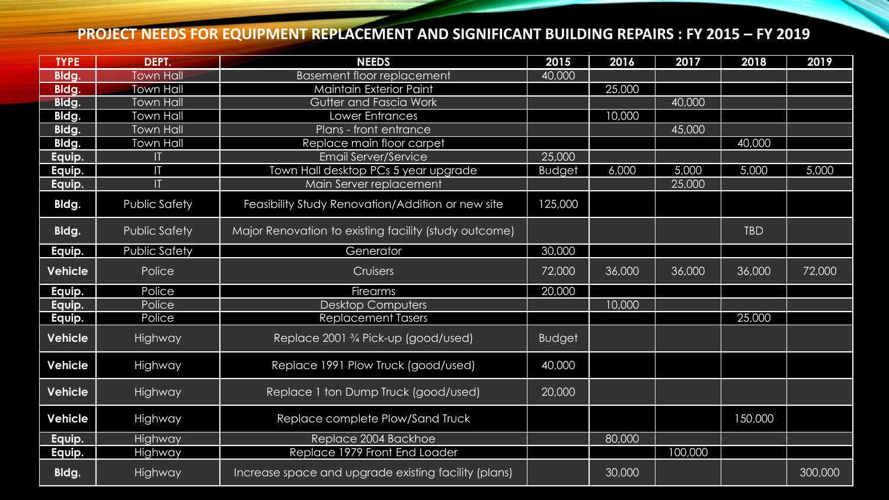## PROJECT NEEDS FOR EQUIPMENT REPLACEMENT AND SIGNIFICANT BUILDING REPAIRS : FY 2015 – FY 2019

| TYPE | DEPT. | NEEDS | 2015 | 2016 | 2017 | 2018 | 2019 |
|---|---|---|---|---|---|---|---|
| Bldg. | Town Hall | Basement floor replacement | 40,000 | | | | |
| Bldg. | Town Hall | Maintain Exterior Paint | | 25,000 | | | |
| Bldg. | Town Hall | Gutter and Fascia Work | | | 40,000 | | |
| Bldg. | Town Hall | Lower Entrances | | 10,000 | | | |
| Bldg. | Town Hall | Plans - front entrance | | | 45,000 | | |
| Bldg. | Town Hall | Replace main floor carpet | | | | 40,000 | |
| Equip. | IT | Email Server/Service | 25,000 | | | | |
| Equip. | IT | Town Hall desktop PCs 5 year upgrade | Budget | 6,000 | 5,000 | 5,000 | 5,000 |
| Equip. | IT | Main Server replacement | | | 25,000 | | |
| Bldg. | Public Safety | Feasibility Study Renovation/Addition or new site | 125,000 | | | | |
| Bldg. | Public Safety | Major Renovation to existing facility (study outcome) | | | | TBD | |
| Equip. | Public Safety | Generator | 30,000 | | | | |
| Vehicle | Police | Cruisers | 72,000 | 36,000 | 36,000 | 36,000 | 72,000 |
| Equip. | Police | Firearms | 20,000 | | | | |
| Equip. | Police | Desktop Computers | | 10,000 | | | |
| Equip. | Police | Replacement Tasers | | | | 25,000 | |
| Vehicle | Highway | Replace 2001 ¾ Pick-up (good/used) | Budget | | | | |
| Vehicle | Highway | Replace 1991 Plow Truck (good/used) | 40,000 | | | | |
| Vehicle | Highway | Replace 1 ton Dump Truck (good/used) | 20,000 | | | | |
| Vehicle | Highway | Replace complete Plow/Sand Truck | | | | 150,000 | |
| Equip. | Highway | Replace 2004 Backhoe | | 80,000 | | | |
| Equip. | Highway | Replace 1979 Front End Loader | | | 100,000 | | |
| Bldg. | Highway | Increase space and upgrade existing facility (plans) | | 30,000 | | | 300,000 |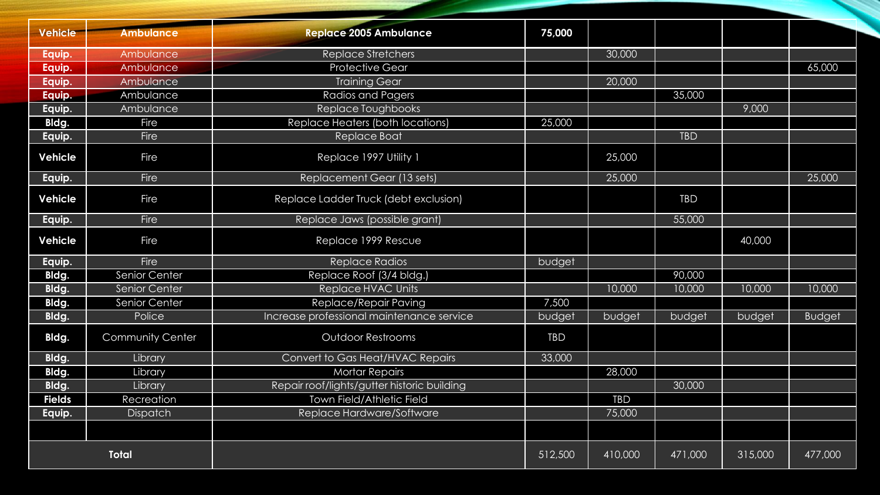| | | | | | | | |
|---|---|---|---|---|---|---|---|
| **Vehicle** | **Ambulance** | **Replace 2005 Ambulance** | **75,000** | | | | |
| **Equip.** | Ambulance | Replace Stretchers | | 30,000 | | | |
| **Equip.** | Ambulance | Protective Gear | | | | | 65,000 |
| **Equip.** | Ambulance | Training Gear | | 20,000 | | | |
| **Equip.** | Ambulance | Radios and Pagers | | | 35,000 | | |
| **Equip.** | Ambulance | Replace Toughbooks | | | | 9,000 | |
| **Bldg.** | Fire | Replace Heaters (both locations) | 25,000 | | | | |
| **Equip.** | Fire | Replace Boat | | | TBD | | |
| **Vehicle** | Fire | Replace 1997 Utility 1 | | 25,000 | | | |
| **Equip.** | Fire | Replacement Gear (13 sets) | | 25,000 | | | 25,000 |
| **Vehicle** | Fire | Replace Ladder Truck (debt exclusion) | | | TBD | | |
| **Equip.** | Fire | Replace Jaws (possible grant) | | | 55,000 | | |
| **Vehicle** | Fire | Replace 1999 Rescue | | | | 40,000 | |
| **Equip.** | Fire | Replace Radios | budget | | | | |
| **Bldg.** | Senior Center | Replace Roof (3/4 bldg.) | | | 90,000 | | |
| **Bldg.** | Senior Center | Replace HVAC Units | | 10,000 | 10,000 | 10,000 | 10,000 |
| **Bldg.** | Senior Center | Replace/Repair Paving | 7,500 | | | | |
| **Bldg.** | Police | Increase professional maintenance service | budget | budget | budget | budget | Budget |
| **Bldg.** | Community Center | Outdoor Restrooms | TBD | | | | |
| **Bldg.** | Library | Convert to Gas Heat/HVAC Repairs | 33,000 | | | | |
| **Bldg.** | Library | Mortar Repairs | | 28,000 | | | |
| **Bldg.** | Library | Repair roof/lights/gutter historic building | | | 30,000 | | |
| **Fields** | Recreation | Town Field/Athletic Field | | TBD | | | |
| **Equip.** | Dispatch | Replace Hardware/Software | | 75,000 | | | |
| | | | | | | | |
| **Total** | | | 512,500 | 410,000 | 471,000 | 315,000 | 477,000 |